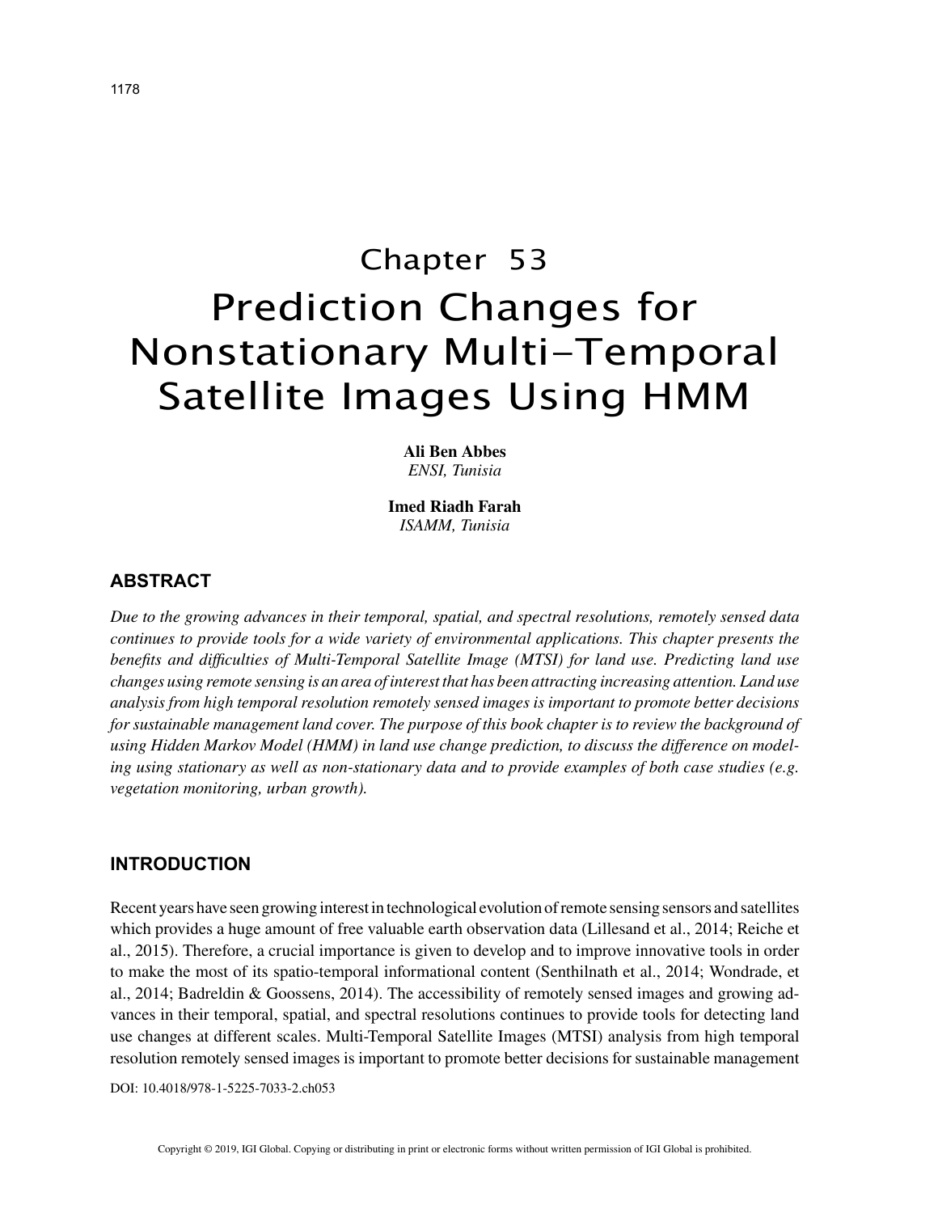# Chapter 53
# Prediction Changes for Nonstationary Multi-Temporal Satellite Images Using HMM

**Ali Ben Abbes**
*ENSI, Tunisia*

**Imed Riadh Farah**
*ISAMM, Tunisia*

## ABSTRACT

*Due to the growing advances in their temporal, spatial, and spectral resolutions, remotely sensed data continues to provide tools for a wide variety of environmental applications. This chapter presents the benefits and difficulties of Multi-Temporal Satellite Image (MTSI) for land use. Predicting land use changes using remote sensing is an area of interest that has been attracting increasing attention. Land use analysis from high temporal resolution remotely sensed images is important to promote better decisions for sustainable management land cover. The purpose of this book chapter is to review the background of using Hidden Markov Model (HMM) in land use change prediction, to discuss the difference on modeling using stationary as well as non-stationary data and to provide examples of both case studies (e.g. vegetation monitoring, urban growth).*

## INTRODUCTION

Recent years have seen growing interest in technological evolution of remote sensing sensors and satellites which provides a huge amount of free valuable earth observation data (Lillesand et al., 2014; Reiche et al., 2015). Therefore, a crucial importance is given to develop and to improve innovative tools in order to make the most of its spatio-temporal informational content (Senthilnath et al., 2014; Wondrade, et al., 2014; Badreldin & Goossens, 2014). The accessibility of remotely sensed images and growing advances in their temporal, spatial, and spectral resolutions continues to provide tools for detecting land use changes at different scales. Multi-Temporal Satellite Images (MTSI) analysis from high temporal resolution remotely sensed images is important to promote better decisions for sustainable management

DOI: 10.4018/978-1-5225-7033-2.ch053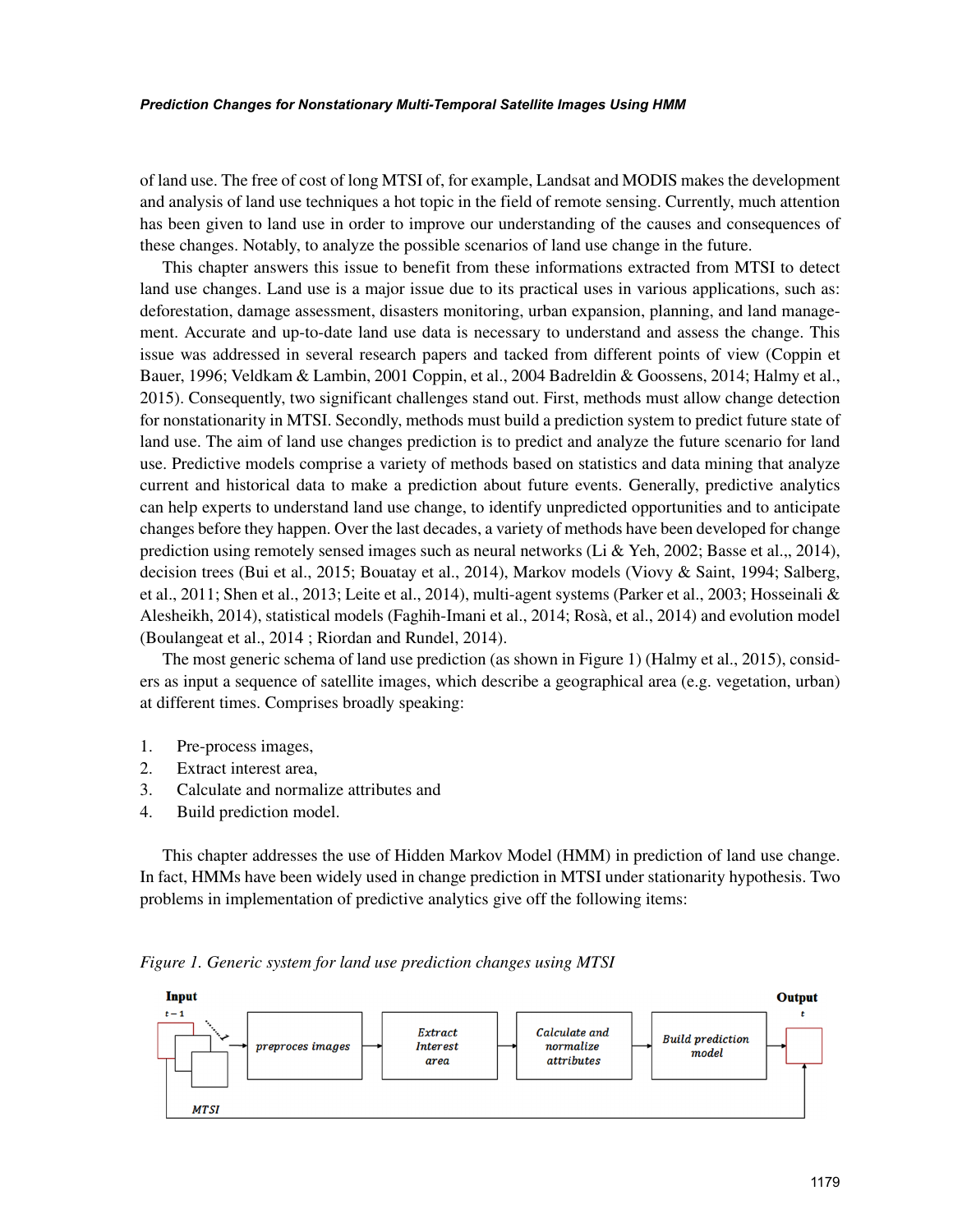of land use. The free of cost of long MTSI of, for example, Landsat and MODIS makes the development and analysis of land use techniques a hot topic in the field of remote sensing. Currently, much attention has been given to land use in order to improve our understanding of the causes and consequences of these changes. Notably, to analyze the possible scenarios of land use change in the future.

This chapter answers this issue to benefit from these informations extracted from MTSI to detect land use changes. Land use is a major issue due to its practical uses in various applications, such as: deforestation, damage assessment, disasters monitoring, urban expansion, planning, and land management. Accurate and up-to-date land use data is necessary to understand and assess the change. This issue was addressed in several research papers and tacked from different points of view (Coppin et Bauer, 1996; Veldkam & Lambin, 2001 Coppin, et al., 2004 Badreldin & Goossens, 2014; Halmy et al., 2015). Consequently, two significant challenges stand out. First, methods must allow change detection for nonstationarity in MTSI. Secondly, methods must build a prediction system to predict future state of land use. The aim of land use changes prediction is to predict and analyze the future scenario for land use. Predictive models comprise a variety of methods based on statistics and data mining that analyze current and historical data to make a prediction about future events. Generally, predictive analytics can help experts to understand land use change, to identify unpredicted opportunities and to anticipate changes before they happen. Over the last decades, a variety of methods have been developed for change prediction using remotely sensed images such as neural networks (Li & Yeh, 2002; Basse et al.,, 2014), decision trees (Bui et al., 2015; Bouatay et al., 2014), Markov models (Viovy & Saint, 1994; Salberg, et al., 2011; Shen et al., 2013; Leite et al., 2014), multi-agent systems (Parker et al., 2003; Hosseinali & Alesheikh, 2014), statistical models (Faghih-Imani et al., 2014; Rosà, et al., 2014) and evolution model (Boulangeat et al., 2014 ; Riordan and Rundel, 2014).

The most generic schema of land use prediction (as shown in Figure 1) (Halmy et al., 2015), considers as input a sequence of satellite images, which describe a geographical area (e.g. vegetation, urban) at different times. Comprises broadly speaking:

1. Pre-process images,
2. Extract interest area,
3. Calculate and normalize attributes and
4. Build prediction model.

This chapter addresses the use of Hidden Markov Model (HMM) in prediction of land use change. In fact, HMMs have been widely used in change prediction in MTSI under stationarity hypothesis. Two problems in implementation of predictive analytics give off the following items:

*Figure 1. Generic system for land use prediction changes using MTSI*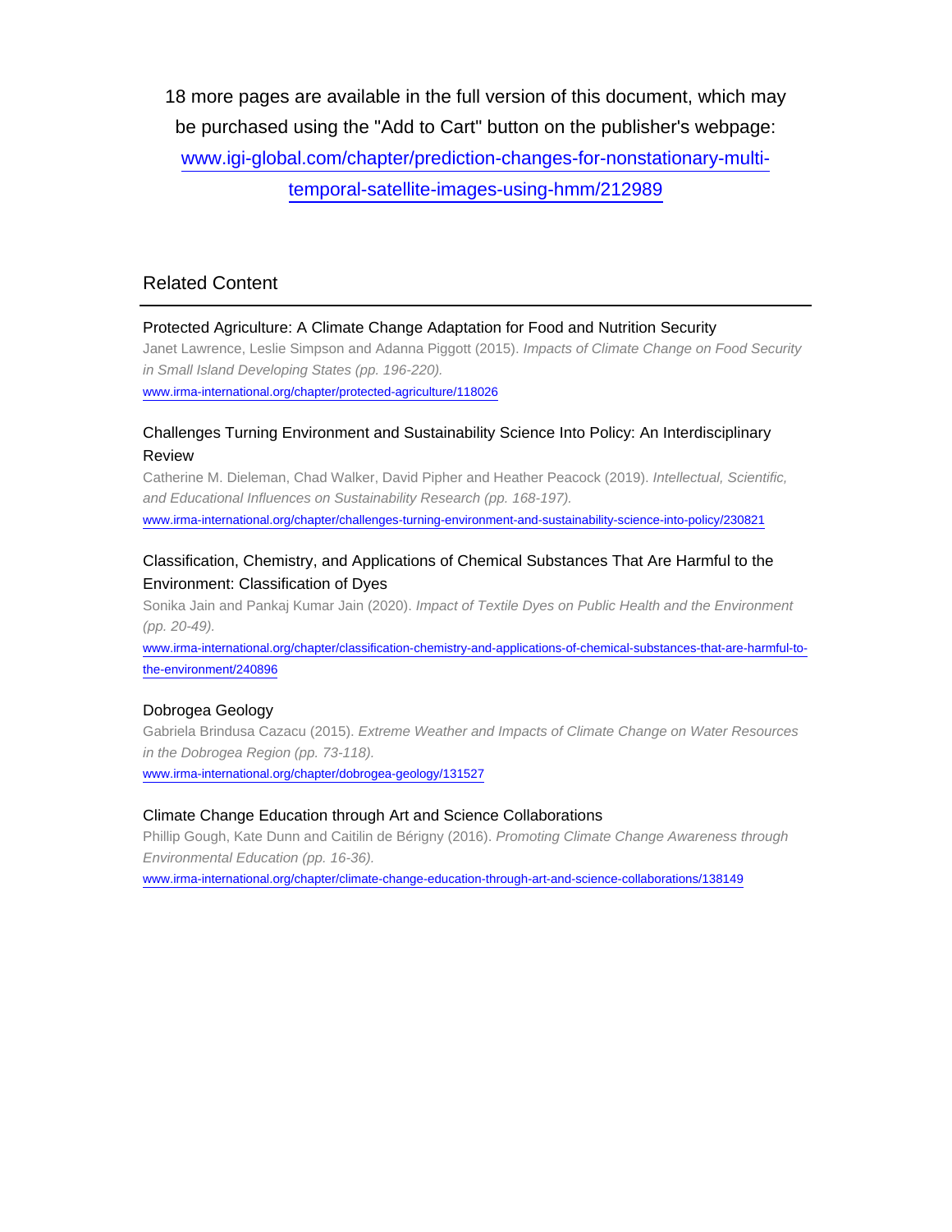18 more pages are available in the full version of this document, which may be purchased using the "Add to Cart" button on the publisher's webpage: www.igi-global.com/chapter/prediction-changes-for-nonstationary-multi-temporal-satellite-images-using-hmm/212989

## Related Content

Protected Agriculture: A Climate Change Adaptation for Food and Nutrition Security
Janet Lawrence, Leslie Simpson and Adanna Piggott (2015). *Impacts of Climate Change on Food Security in Small Island Developing States (pp. 196-220).*
www.irma-international.org/chapter/protected-agriculture/118026

Challenges Turning Environment and Sustainability Science Into Policy: An Interdisciplinary Review
Catherine M. Dieleman, Chad Walker, David Pipher and Heather Peacock (2019). *Intellectual, Scientific, and Educational Influences on Sustainability Research (pp. 168-197).*
www.irma-international.org/chapter/challenges-turning-environment-and-sustainability-science-into-policy/230821

Classification, Chemistry, and Applications of Chemical Substances That Are Harmful to the Environment: Classification of Dyes
Sonika Jain and Pankaj Kumar Jain (2020). *Impact of Textile Dyes on Public Health and the Environment (pp. 20-49).*
www.irma-international.org/chapter/classification-chemistry-and-applications-of-chemical-substances-that-are-harmful-to-the-environment/240896

Dobrogea Geology
Gabriela Brindusa Cazacu (2015). *Extreme Weather and Impacts of Climate Change on Water Resources in the Dobrogea Region (pp. 73-118).*
www.irma-international.org/chapter/dobrogea-geology/131527

Climate Change Education through Art and Science Collaborations
Phillip Gough, Kate Dunn and Caitilin de Bérigny (2016). *Promoting Climate Change Awareness through Environmental Education (pp. 16-36).*
www.irma-international.org/chapter/climate-change-education-through-art-and-science-collaborations/138149